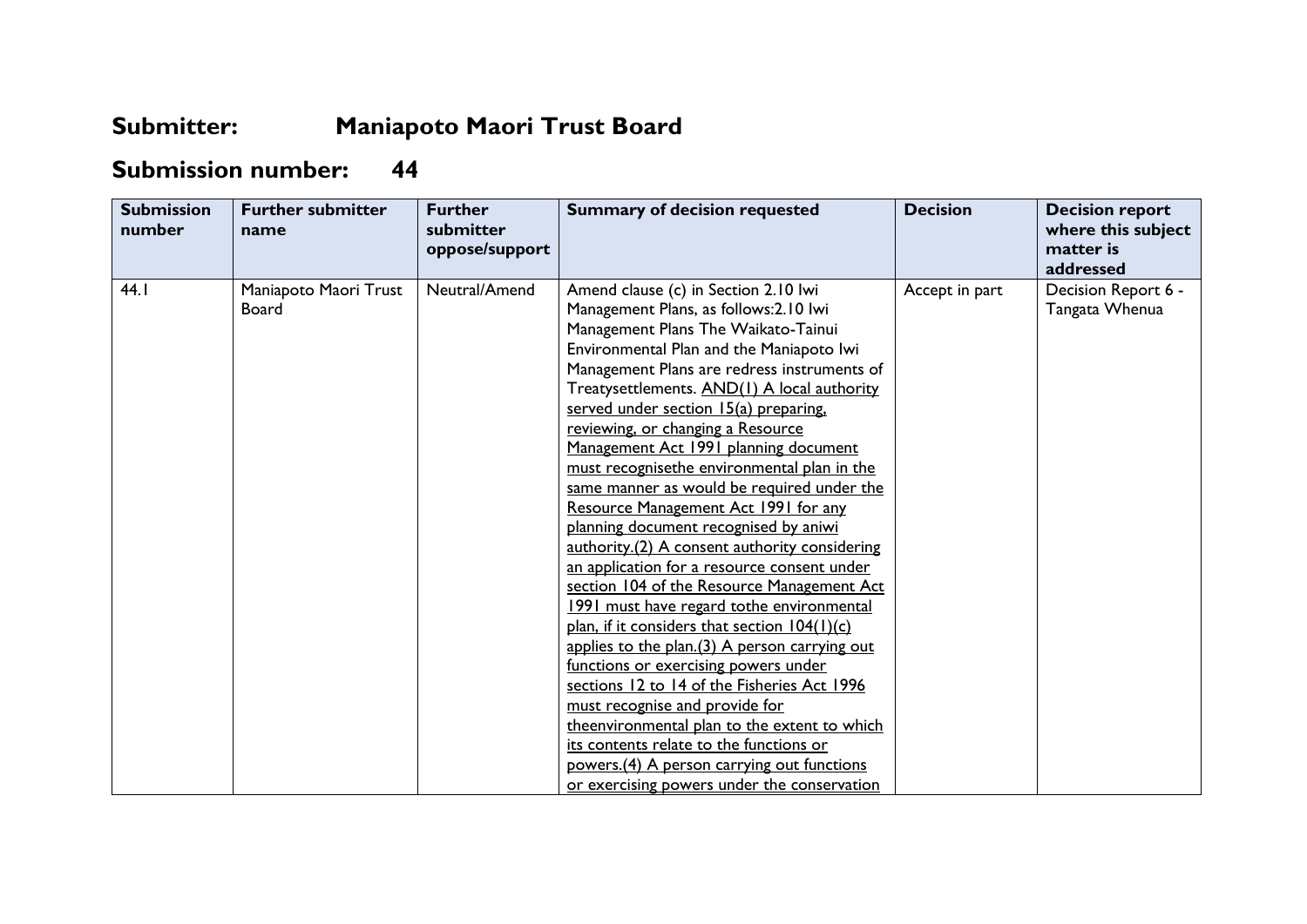# Submitter: Maniapoto Maori Trust Board

# Submission number: 44

| Submission number | Further submitter name | Further submitter oppose/support | Summary of decision requested | Decision | Decision report where this subject matter is addressed |
|---|---|---|---|---|---|
| 44.1 | Maniapoto Maori Trust Board | Neutral/Amend | Amend clause (c) in Section 2.10 Iwi Management Plans, as follows:2.10 Iwi Management Plans The Waikato-Tainui Environmental Plan and the Maniapoto Iwi Management Plans are redress instruments of Treatysettlements. <u>AND(1) A local authority served under section 15(a) preparing, reviewing, or changing a Resource Management Act 1991 planning document must recognisethe environmental plan in the same manner as would be required under the Resource Management Act 1991 for any planning document recognised by aniwi authority.(2) A consent authority considering an application for a resource consent under section 104 of the Resource Management Act 1991 must have regard tothe environmental plan, if it considers that section 104(1)(c) applies to the plan.(3) A person carrying out functions or exercising powers under sections 12 to 14 of the Fisheries Act 1996 must recognise and provide for theenvironmental plan to the extent to which its contents relate to the functions or powers.(4) A person carrying out functions or exercising powers under the conservation</u> | Accept in part | Decision Report 6 - Tangata Whenua |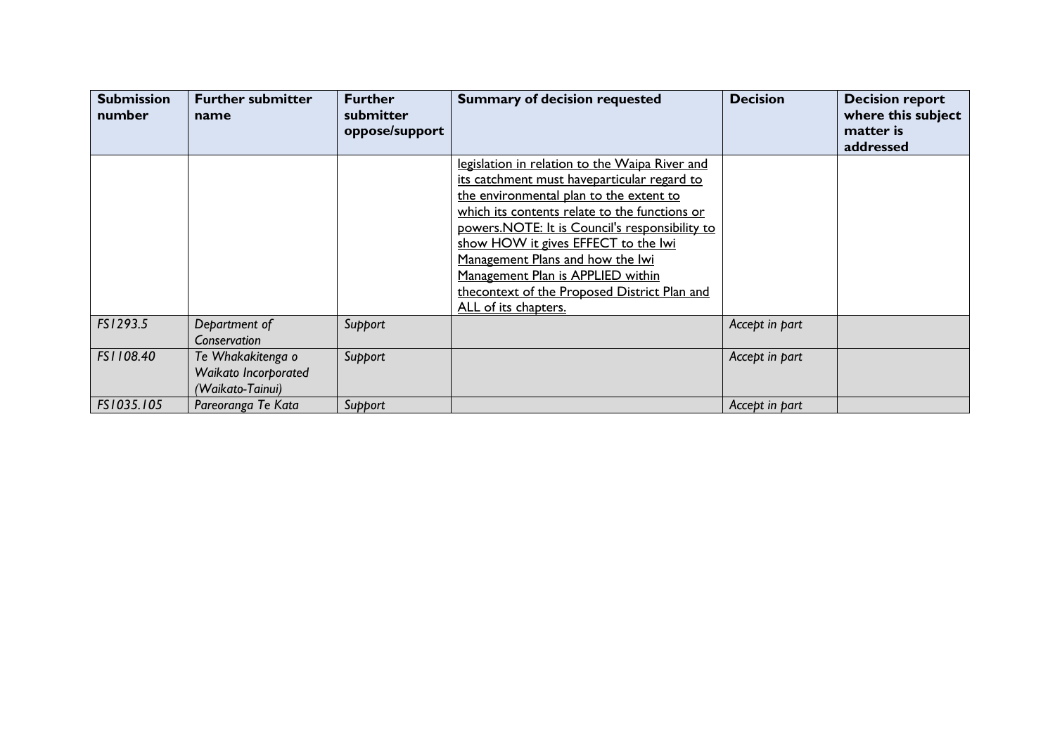| Submission number | Further submitter name | Further submitter oppose/support | Summary of decision requested | Decision | Decision report where this subject matter is addressed |
|---|---|---|---|---|---|
| | | | <u>legislation in relation to the Waipa River and its catchment must haveparticular regard to the environmental plan to the extent to which its contents relate to the functions or powers.NOTE: It is Council's responsibility to show HOW it gives EFFECT to the Iwi Management Plans and how the Iwi Management Plan is APPLIED within thecontext of the Proposed District Plan and ALL of its chapters.</u> | | |
| *FS1293.5* | *Department of Conservation* | *Support* | | *Accept in part* | |
| *FS1108.40* | *Te Whakakitenga o Waikato Incorporated (Waikato-Tainui)* | *Support* | | *Accept in part* | |
| *FS1035.105* | *Pareoranga Te Kata* | *Support* | | *Accept in part* | |